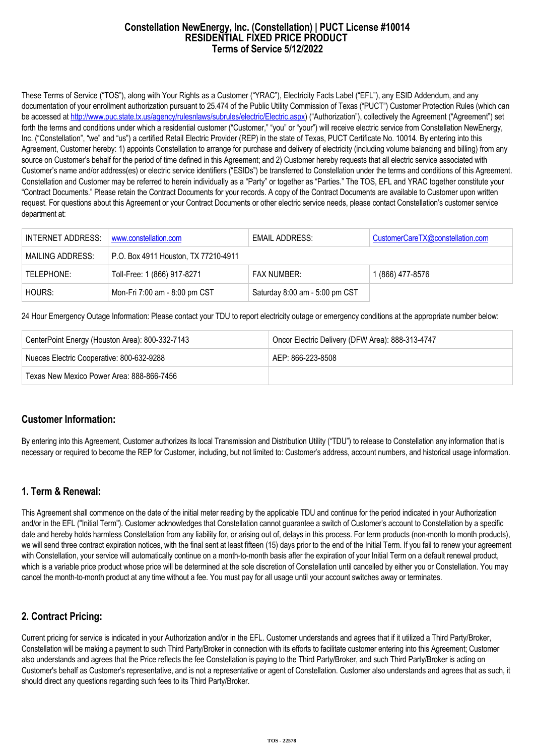# Constellation NewEnergy, Inc. (Constellation) | PUCT License #10014
# RESIDENTIAL FIXED PRICE PRODUCT
# Terms of Service 5/12/2022

These Terms of Service ("TOS"), along with Your Rights as a Customer ("YRAC"), Electricity Facts Label ("EFL"), any ESID Addendum, and any documentation of your enrollment authorization pursuant to 25.474 of the Public Utility Commission of Texas ("PUCT") Customer Protection Rules (which can be accessed at http://www.puc.state.tx.us/agency/rulesnlaws/subrules/electric/Electric.aspx) ("Authorization"), collectively the Agreement ("Agreement") set forth the terms and conditions under which a residential customer ("Customer," "you" or "your") will receive electric service from Constellation NewEnergy, Inc. ("Constellation", "we" and "us") a certified Retail Electric Provider (REP) in the state of Texas, PUCT Certificate No. 10014. By entering into this Agreement, Customer hereby: 1) appoints Constellation to arrange for purchase and delivery of electricity (including volume balancing and billing) from any source on Customer's behalf for the period of time defined in this Agreement; and 2) Customer hereby requests that all electric service associated with Customer's name and/or address(es) or electric service identifiers ("ESIDs") be transferred to Constellation under the terms and conditions of this Agreement. Constellation and Customer may be referred to herein individually as a "Party" or together as "Parties." The TOS, EFL and YRAC together constitute your "Contract Documents." Please retain the Contract Documents for your records. A copy of the Contract Documents are available to Customer upon written request. For questions about this Agreement or your Contract Documents or other electric service needs, please contact Constellation's customer service department at:

| | | | |
|---|---|---|---|
| INTERNET ADDRESS: | www.constellation.com | EMAIL ADDRESS: | CustomerCareTX@constellation.com |
| MAILING ADDRESS: | P.O. Box 4911 Houston, TX 77210-4911 | | |
| TELEPHONE: | Toll-Free: 1 (866) 917-8271 | FAX NUMBER: | 1 (866) 477-8576 |
| HOURS: | Mon-Fri 7:00 am - 8:00 pm CST | Saturday 8:00 am - 5:00 pm CST | |

24 Hour Emergency Outage Information: Please contact your TDU to report electricity outage or emergency conditions at the appropriate number below:

| | |
|---|---|
| CenterPoint Energy (Houston Area): 800-332-7143 | Oncor Electric Delivery (DFW Area): 888-313-4747 |
| Nueces Electric Cooperative: 800-632-9288 | AEP: 866-223-8508 |
| Texas New Mexico Power Area: 888-866-7456 | |

## Customer Information:

By entering into this Agreement, Customer authorizes its local Transmission and Distribution Utility ("TDU") to release to Constellation any information that is necessary or required to become the REP for Customer, including, but not limited to: Customer's address, account numbers, and historical usage information.

## 1. Term & Renewal:

This Agreement shall commence on the date of the initial meter reading by the applicable TDU and continue for the period indicated in your Authorization and/or in the EFL ("Initial Term"). Customer acknowledges that Constellation cannot guarantee a switch of Customer's account to Constellation by a specific date and hereby holds harmless Constellation from any liability for, or arising out of, delays in this process. For term products (non-month to month products), we will send three contract expiration notices, with the final sent at least fifteen (15) days prior to the end of the Initial Term. If you fail to renew your agreement with Constellation, your service will automatically continue on a month-to-month basis after the expiration of your Initial Term on a default renewal product, which is a variable price product whose price will be determined at the sole discretion of Constellation until cancelled by either you or Constellation. You may cancel the month-to-month product at any time without a fee. You must pay for all usage until your account switches away or terminates.

## 2. Contract Pricing:

Current pricing for service is indicated in your Authorization and/or in the EFL. Customer understands and agrees that if it utilized a Third Party/Broker, Constellation will be making a payment to such Third Party/Broker in connection with its efforts to facilitate customer entering into this Agreement; Customer also understands and agrees that the Price reflects the fee Constellation is paying to the Third Party/Broker, and such Third Party/Broker is acting on Customer's behalf as Customer's representative, and is not a representative or agent of Constellation. Customer also understands and agrees that as such, it should direct any questions regarding such fees to its Third Party/Broker.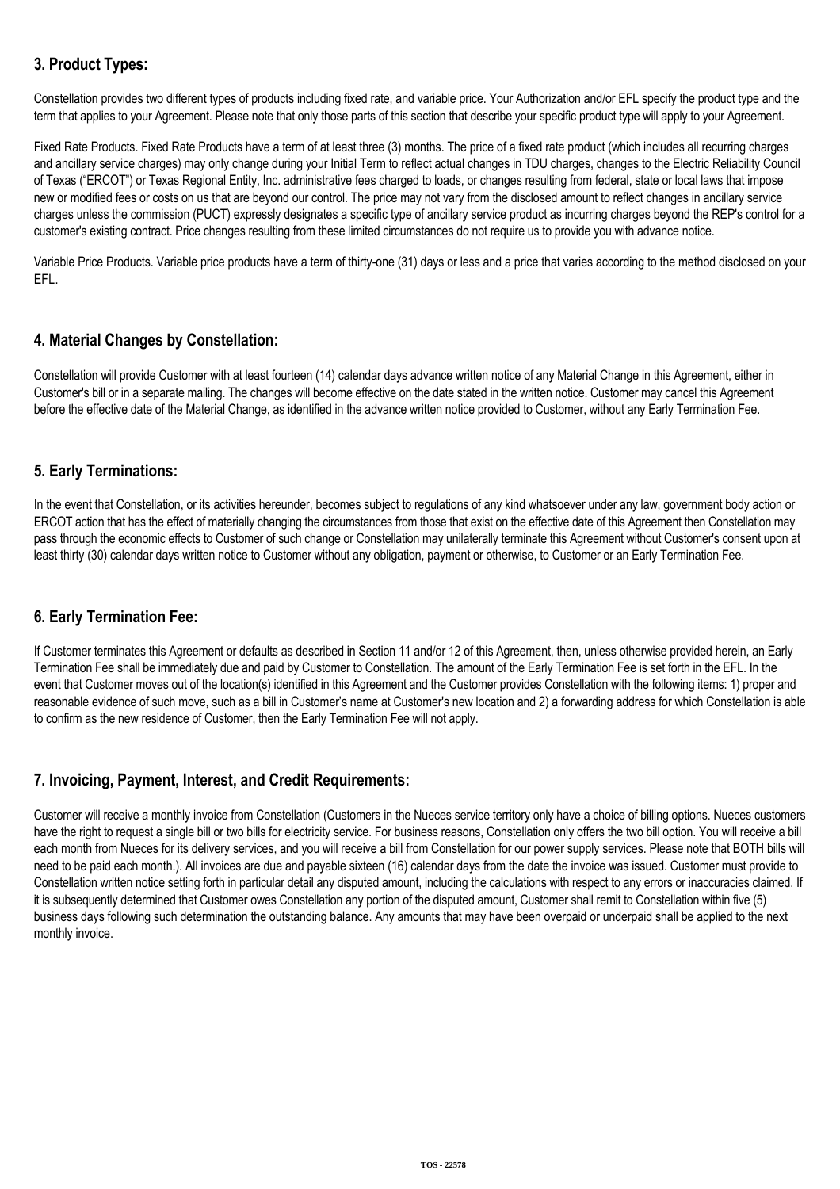## 3. Product Types:

Constellation provides two different types of products including fixed rate, and variable price. Your Authorization and/or EFL specify the product type and the term that applies to your Agreement. Please note that only those parts of this section that describe your specific product type will apply to your Agreement.

Fixed Rate Products. Fixed Rate Products have a term of at least three (3) months. The price of a fixed rate product (which includes all recurring charges and ancillary service charges) may only change during your Initial Term to reflect actual changes in TDU charges, changes to the Electric Reliability Council of Texas ("ERCOT") or Texas Regional Entity, Inc. administrative fees charged to loads, or changes resulting from federal, state or local laws that impose new or modified fees or costs on us that are beyond our control. The price may not vary from the disclosed amount to reflect changes in ancillary service charges unless the commission (PUCT) expressly designates a specific type of ancillary service product as incurring charges beyond the REP's control for a customer's existing contract. Price changes resulting from these limited circumstances do not require us to provide you with advance notice.

Variable Price Products. Variable price products have a term of thirty-one (31) days or less and a price that varies according to the method disclosed on your EFL.

## 4. Material Changes by Constellation:

Constellation will provide Customer with at least fourteen (14) calendar days advance written notice of any Material Change in this Agreement, either in Customer's bill or in a separate mailing. The changes will become effective on the date stated in the written notice. Customer may cancel this Agreement before the effective date of the Material Change, as identified in the advance written notice provided to Customer, without any Early Termination Fee.

## 5. Early Terminations:

In the event that Constellation, or its activities hereunder, becomes subject to regulations of any kind whatsoever under any law, government body action or ERCOT action that has the effect of materially changing the circumstances from those that exist on the effective date of this Agreement then Constellation may pass through the economic effects to Customer of such change or Constellation may unilaterally terminate this Agreement without Customer's consent upon at least thirty (30) calendar days written notice to Customer without any obligation, payment or otherwise, to Customer or an Early Termination Fee.

## 6. Early Termination Fee:

If Customer terminates this Agreement or defaults as described in Section 11 and/or 12 of this Agreement, then, unless otherwise provided herein, an Early Termination Fee shall be immediately due and paid by Customer to Constellation. The amount of the Early Termination Fee is set forth in the EFL. In the event that Customer moves out of the location(s) identified in this Agreement and the Customer provides Constellation with the following items: 1) proper and reasonable evidence of such move, such as a bill in Customer's name at Customer's new location and 2) a forwarding address for which Constellation is able to confirm as the new residence of Customer, then the Early Termination Fee will not apply.

## 7. Invoicing, Payment, Interest, and Credit Requirements:

Customer will receive a monthly invoice from Constellation (Customers in the Nueces service territory only have a choice of billing options. Nueces customers have the right to request a single bill or two bills for electricity service. For business reasons, Constellation only offers the two bill option. You will receive a bill each month from Nueces for its delivery services, and you will receive a bill from Constellation for our power supply services. Please note that BOTH bills will need to be paid each month.). All invoices are due and payable sixteen (16) calendar days from the date the invoice was issued. Customer must provide to Constellation written notice setting forth in particular detail any disputed amount, including the calculations with respect to any errors or inaccuracies claimed. If it is subsequently determined that Customer owes Constellation any portion of the disputed amount, Customer shall remit to Constellation within five (5) business days following such determination the outstanding balance. Any amounts that may have been overpaid or underpaid shall be applied to the next monthly invoice.

TOS - 22578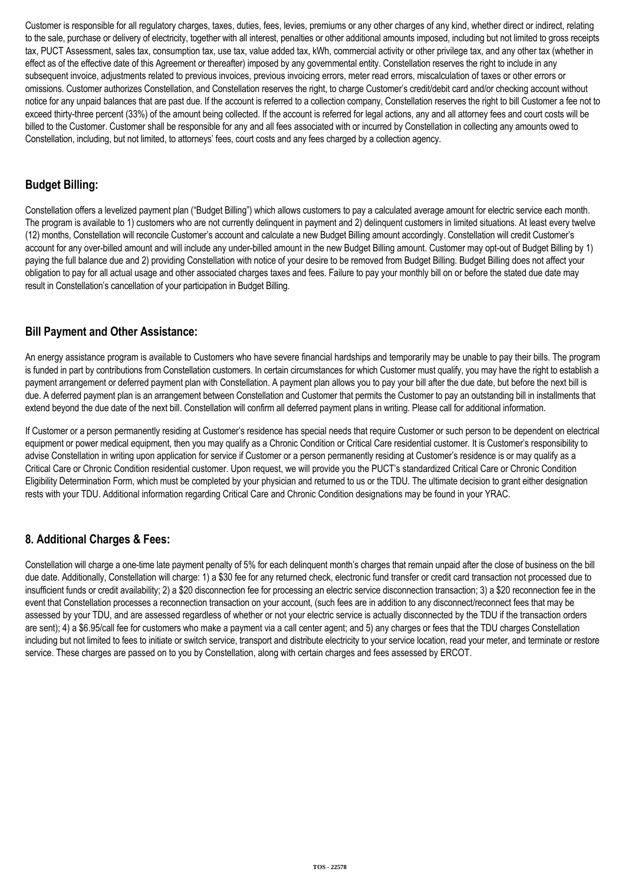Customer is responsible for all regulatory charges, taxes, duties, fees, levies, premiums or any other charges of any kind, whether direct or indirect, relating to the sale, purchase or delivery of electricity, together with all interest, penalties or other additional amounts imposed, including but not limited to gross receipts tax, PUCT Assessment, sales tax, consumption tax, use tax, value added tax, kWh, commercial activity or other privilege tax, and any other tax (whether in effect as of the effective date of this Agreement or thereafter) imposed by any governmental entity. Constellation reserves the right to include in any subsequent invoice, adjustments related to previous invoices, previous invoicing errors, meter read errors, miscalculation of taxes or other errors or omissions. Customer authorizes Constellation, and Constellation reserves the right, to charge Customer's credit/debit card and/or checking account without notice for any unpaid balances that are past due. If the account is referred to a collection company, Constellation reserves the right to bill Customer a fee not to exceed thirty-three percent (33%) of the amount being collected. If the account is referred for legal actions, any and all attorney fees and court costs will be billed to the Customer. Customer shall be responsible for any and all fees associated with or incurred by Constellation in collecting any amounts owed to Constellation, including, but not limited, to attorneys' fees, court costs and any fees charged by a collection agency.

## Budget Billing:

Constellation offers a levelized payment plan ("Budget Billing") which allows customers to pay a calculated average amount for electric service each month. The program is available to 1) customers who are not currently delinquent in payment and 2) delinquent customers in limited situations. At least every twelve (12) months, Constellation will reconcile Customer's account and calculate a new Budget Billing amount accordingly. Constellation will credit Customer's account for any over-billed amount and will include any under-billed amount in the new Budget Billing amount. Customer may opt-out of Budget Billing by 1) paying the full balance due and 2) providing Constellation with notice of your desire to be removed from Budget Billing. Budget Billing does not affect your obligation to pay for all actual usage and other associated charges taxes and fees. Failure to pay your monthly bill on or before the stated due date may result in Constellation's cancellation of your participation in Budget Billing.

## Bill Payment and Other Assistance:

An energy assistance program is available to Customers who have severe financial hardships and temporarily may be unable to pay their bills. The program is funded in part by contributions from Constellation customers. In certain circumstances for which Customer must qualify, you may have the right to establish a payment arrangement or deferred payment plan with Constellation. A payment plan allows you to pay your bill after the due date, but before the next bill is due. A deferred payment plan is an arrangement between Constellation and Customer that permits the Customer to pay an outstanding bill in installments that extend beyond the due date of the next bill. Constellation will confirm all deferred payment plans in writing. Please call for additional information.

If Customer or a person permanently residing at Customer's residence has special needs that require Customer or such person to be dependent on electrical equipment or power medical equipment, then you may qualify as a Chronic Condition or Critical Care residential customer. It is Customer's responsibility to advise Constellation in writing upon application for service if Customer or a person permanently residing at Customer's residence is or may qualify as a Critical Care or Chronic Condition residential customer. Upon request, we will provide you the PUCT's standardized Critical Care or Chronic Condition Eligibility Determination Form, which must be completed by your physician and returned to us or the TDU. The ultimate decision to grant either designation rests with your TDU. Additional information regarding Critical Care and Chronic Condition designations may be found in your YRAC.

## 8. Additional Charges & Fees:

Constellation will charge a one-time late payment penalty of 5% for each delinquent month's charges that remain unpaid after the close of business on the bill due date. Additionally, Constellation will charge: 1) a $30 fee for any returned check, electronic fund transfer or credit card transaction not processed due to insufficient funds or credit availability; 2) a $20 disconnection fee for processing an electric service disconnection transaction; 3) a $20 reconnection fee in the event that Constellation processes a reconnection transaction on your account, (such fees are in addition to any disconnect/reconnect fees that may be assessed by your TDU, and are assessed regardless of whether or not your electric service is actually disconnected by the TDU if the transaction orders are sent); 4) a $6.95/call fee for customers who make a payment via a call center agent; and 5) any charges or fees that the TDU charges Constellation including but not limited to fees to initiate or switch service, transport and distribute electricity to your service location, read your meter, and terminate or restore service. These charges are passed on to you by Constellation, along with certain charges and fees assessed by ERCOT.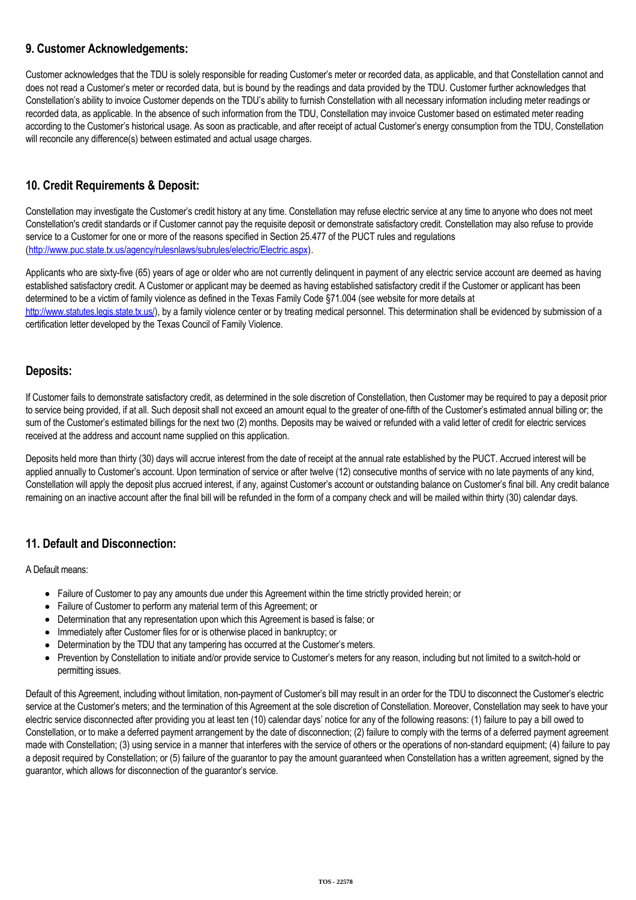## 9. Customer Acknowledgements:

Customer acknowledges that the TDU is solely responsible for reading Customer's meter or recorded data, as applicable, and that Constellation cannot and does not read a Customer's meter or recorded data, but is bound by the readings and data provided by the TDU. Customer further acknowledges that Constellation's ability to invoice Customer depends on the TDU's ability to furnish Constellation with all necessary information including meter readings or recorded data, as applicable. In the absence of such information from the TDU, Constellation may invoice Customer based on estimated meter reading according to the Customer's historical usage. As soon as practicable, and after receipt of actual Customer's energy consumption from the TDU, Constellation will reconcile any difference(s) between estimated and actual usage charges.

## 10. Credit Requirements & Deposit:

Constellation may investigate the Customer's credit history at any time. Constellation may refuse electric service at any time to anyone who does not meet Constellation's credit standards or if Customer cannot pay the requisite deposit or demonstrate satisfactory credit. Constellation may also refuse to provide service to a Customer for one or more of the reasons specified in Section 25.477 of the PUCT rules and regulations (http://www.puc.state.tx.us/agency/rulesnlaws/subrules/electric/Electric.aspx).

Applicants who are sixty-five (65) years of age or older who are not currently delinquent in payment of any electric service account are deemed as having established satisfactory credit. A Customer or applicant may be deemed as having established satisfactory credit if the Customer or applicant has been determined to be a victim of family violence as defined in the Texas Family Code §71.004 (see website for more details at http://www.statutes.legis.state.tx.us/), by a family violence center or by treating medical personnel. This determination shall be evidenced by submission of a certification letter developed by the Texas Council of Family Violence.

## Deposits:

If Customer fails to demonstrate satisfactory credit, as determined in the sole discretion of Constellation, then Customer may be required to pay a deposit prior to service being provided, if at all. Such deposit shall not exceed an amount equal to the greater of one-fifth of the Customer's estimated annual billing or; the sum of the Customer's estimated billings for the next two (2) months. Deposits may be waived or refunded with a valid letter of credit for electric services received at the address and account name supplied on this application.

Deposits held more than thirty (30) days will accrue interest from the date of receipt at the annual rate established by the PUCT. Accrued interest will be applied annually to Customer's account. Upon termination of service or after twelve (12) consecutive months of service with no late payments of any kind, Constellation will apply the deposit plus accrued interest, if any, against Customer's account or outstanding balance on Customer's final bill. Any credit balance remaining on an inactive account after the final bill will be refunded in the form of a company check and will be mailed within thirty (30) calendar days.

## 11. Default and Disconnection:

A Default means:

- Failure of Customer to pay any amounts due under this Agreement within the time strictly provided herein; or
- Failure of Customer to perform any material term of this Agreement; or
- Determination that any representation upon which this Agreement is based is false; or
- Immediately after Customer files for or is otherwise placed in bankruptcy; or
- Determination by the TDU that any tampering has occurred at the Customer's meters.
- Prevention by Constellation to initiate and/or provide service to Customer's meters for any reason, including but not limited to a switch-hold or permitting issues.

Default of this Agreement, including without limitation, non-payment of Customer's bill may result in an order for the TDU to disconnect the Customer's electric service at the Customer's meters; and the termination of this Agreement at the sole discretion of Constellation. Moreover, Constellation may seek to have your electric service disconnected after providing you at least ten (10) calendar days' notice for any of the following reasons: (1) failure to pay a bill owed to Constellation, or to make a deferred payment arrangement by the date of disconnection; (2) failure to comply with the terms of a deferred payment agreement made with Constellation; (3) using service in a manner that interferes with the service of others or the operations of non-standard equipment; (4) failure to pay a deposit required by Constellation; or (5) failure of the guarantor to pay the amount guaranteed when Constellation has a written agreement, signed by the guarantor, which allows for disconnection of the guarantor's service.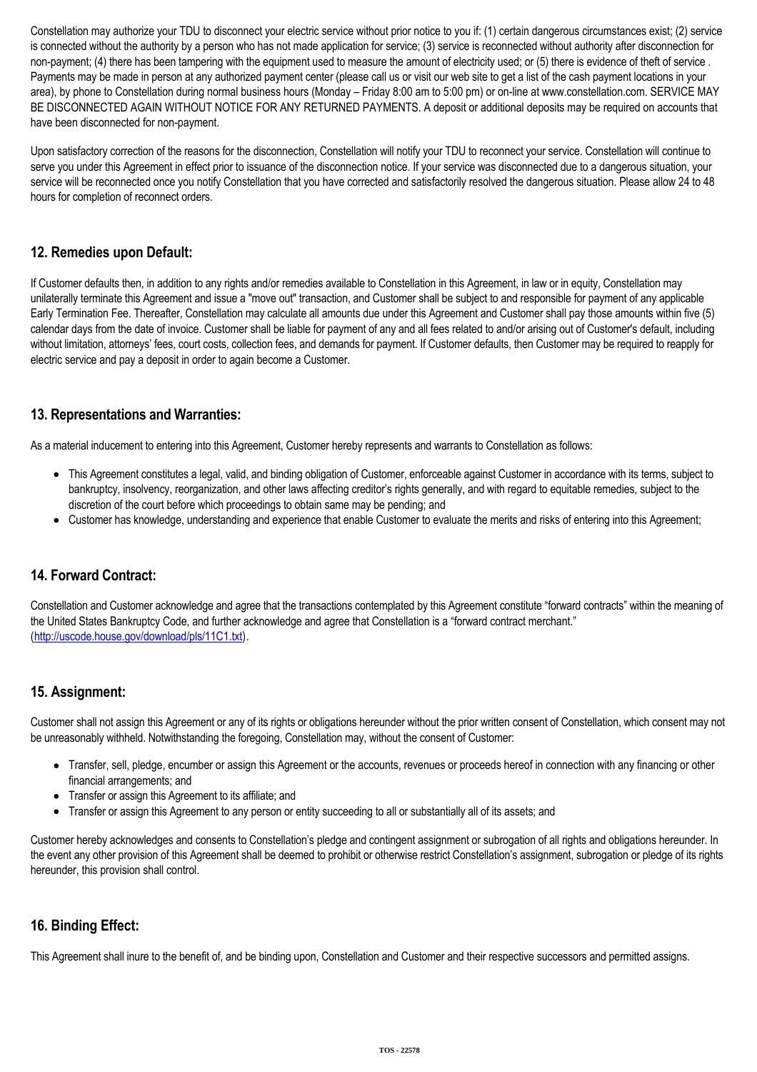Constellation may authorize your TDU to disconnect your electric service without prior notice to you if: (1) certain dangerous circumstances exist; (2) service is connected without the authority by a person who has not made application for service; (3) service is reconnected without authority after disconnection for non-payment; (4) there has been tampering with the equipment used to measure the amount of electricity used; or (5) there is evidence of theft of service . Payments may be made in person at any authorized payment center (please call us or visit our web site to get a list of the cash payment locations in your area), by phone to Constellation during normal business hours (Monday – Friday 8:00 am to 5:00 pm) or on-line at www.constellation.com. SERVICE MAY BE DISCONNECTED AGAIN WITHOUT NOTICE FOR ANY RETURNED PAYMENTS. A deposit or additional deposits may be required on accounts that have been disconnected for non-payment.

Upon satisfactory correction of the reasons for the disconnection, Constellation will notify your TDU to reconnect your service. Constellation will continue to serve you under this Agreement in effect prior to issuance of the disconnection notice. If your service was disconnected due to a dangerous situation, your service will be reconnected once you notify Constellation that you have corrected and satisfactorily resolved the dangerous situation. Please allow 24 to 48 hours for completion of reconnect orders.

## 12. Remedies upon Default:

If Customer defaults then, in addition to any rights and/or remedies available to Constellation in this Agreement, in law or in equity, Constellation may unilaterally terminate this Agreement and issue a "move out" transaction, and Customer shall be subject to and responsible for payment of any applicable Early Termination Fee. Thereafter, Constellation may calculate all amounts due under this Agreement and Customer shall pay those amounts within five (5) calendar days from the date of invoice. Customer shall be liable for payment of any and all fees related to and/or arising out of Customer's default, including without limitation, attorneys' fees, court costs, collection fees, and demands for payment. If Customer defaults, then Customer may be required to reapply for electric service and pay a deposit in order to again become a Customer.

## 13. Representations and Warranties:

As a material inducement to entering into this Agreement, Customer hereby represents and warrants to Constellation as follows:

- This Agreement constitutes a legal, valid, and binding obligation of Customer, enforceable against Customer in accordance with its terms, subject to bankruptcy, insolvency, reorganization, and other laws affecting creditor's rights generally, and with regard to equitable remedies, subject to the discretion of the court before which proceedings to obtain same may be pending; and
- Customer has knowledge, understanding and experience that enable Customer to evaluate the merits and risks of entering into this Agreement;

## 14. Forward Contract:

Constellation and Customer acknowledge and agree that the transactions contemplated by this Agreement constitute "forward contracts" within the meaning of the United States Bankruptcy Code, and further acknowledge and agree that Constellation is a "forward contract merchant." (http://uscode.house.gov/download/pls/11C1.txt).

## 15. Assignment:

Customer shall not assign this Agreement or any of its rights or obligations hereunder without the prior written consent of Constellation, which consent may not be unreasonably withheld. Notwithstanding the foregoing, Constellation may, without the consent of Customer:

- Transfer, sell, pledge, encumber or assign this Agreement or the accounts, revenues or proceeds hereof in connection with any financing or other financial arrangements; and
- Transfer or assign this Agreement to its affiliate; and
- Transfer or assign this Agreement to any person or entity succeeding to all or substantially all of its assets; and

Customer hereby acknowledges and consents to Constellation's pledge and contingent assignment or subrogation of all rights and obligations hereunder. In the event any other provision of this Agreement shall be deemed to prohibit or otherwise restrict Constellation's assignment, subrogation or pledge of its rights hereunder, this provision shall control.

## 16. Binding Effect:

This Agreement shall inure to the benefit of, and be binding upon, Constellation and Customer and their respective successors and permitted assigns.

TOS - 22578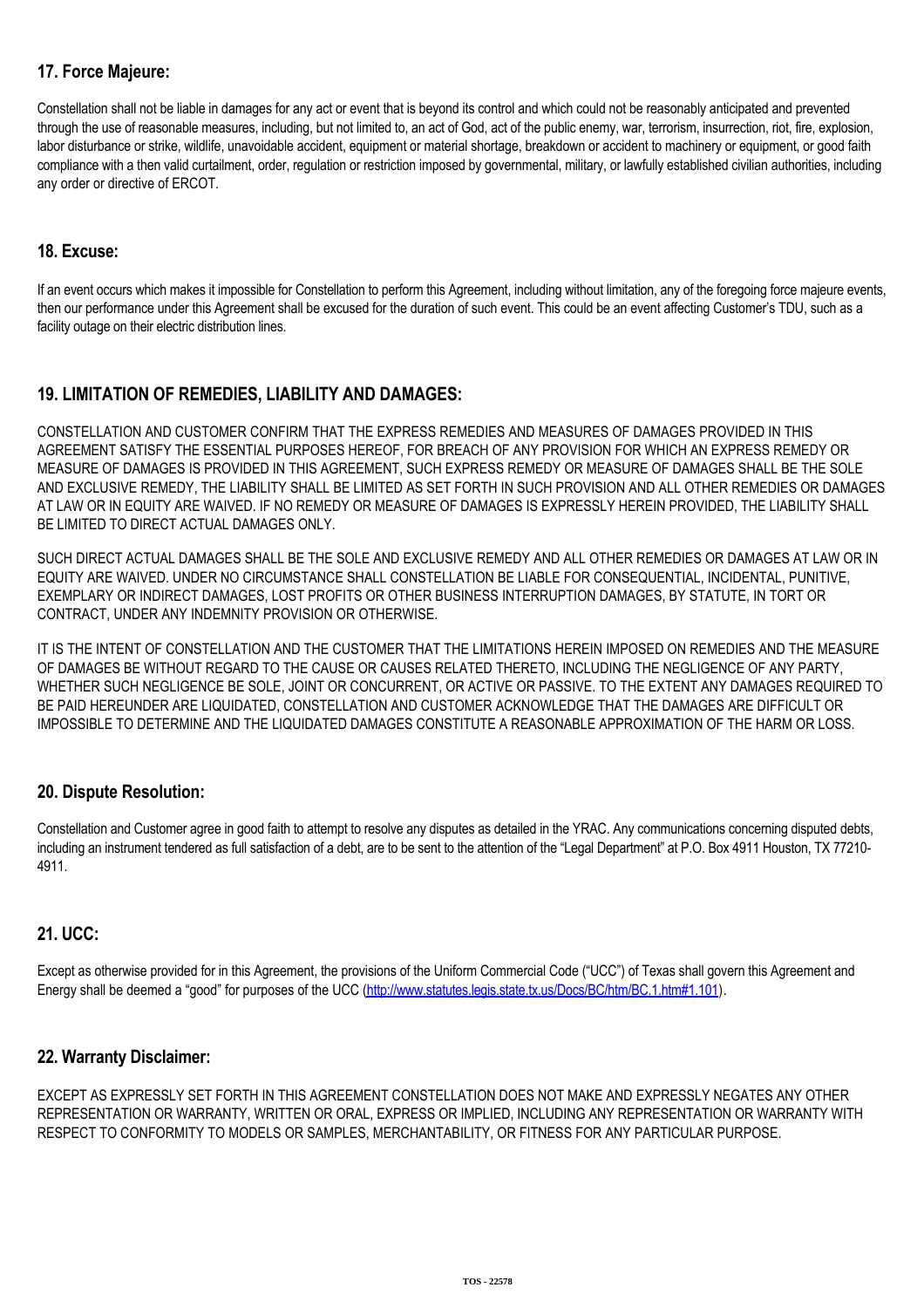## 17. Force Majeure:

Constellation shall not be liable in damages for any act or event that is beyond its control and which could not be reasonably anticipated and prevented through the use of reasonable measures, including, but not limited to, an act of God, act of the public enemy, war, terrorism, insurrection, riot, fire, explosion, labor disturbance or strike, wildlife, unavoidable accident, equipment or material shortage, breakdown or accident to machinery or equipment, or good faith compliance with a then valid curtailment, order, regulation or restriction imposed by governmental, military, or lawfully established civilian authorities, including any order or directive of ERCOT.

## 18. Excuse:

If an event occurs which makes it impossible for Constellation to perform this Agreement, including without limitation, any of the foregoing force majeure events, then our performance under this Agreement shall be excused for the duration of such event. This could be an event affecting Customer's TDU, such as a facility outage on their electric distribution lines.

## 19. LIMITATION OF REMEDIES, LIABILITY AND DAMAGES:

CONSTELLATION AND CUSTOMER CONFIRM THAT THE EXPRESS REMEDIES AND MEASURES OF DAMAGES PROVIDED IN THIS AGREEMENT SATISFY THE ESSENTIAL PURPOSES HEREOF, FOR BREACH OF ANY PROVISION FOR WHICH AN EXPRESS REMEDY OR MEASURE OF DAMAGES IS PROVIDED IN THIS AGREEMENT, SUCH EXPRESS REMEDY OR MEASURE OF DAMAGES SHALL BE THE SOLE AND EXCLUSIVE REMEDY, THE LIABILITY SHALL BE LIMITED AS SET FORTH IN SUCH PROVISION AND ALL OTHER REMEDIES OR DAMAGES AT LAW OR IN EQUITY ARE WAIVED. IF NO REMEDY OR MEASURE OF DAMAGES IS EXPRESSLY HEREIN PROVIDED, THE LIABILITY SHALL BE LIMITED TO DIRECT ACTUAL DAMAGES ONLY.

SUCH DIRECT ACTUAL DAMAGES SHALL BE THE SOLE AND EXCLUSIVE REMEDY AND ALL OTHER REMEDIES OR DAMAGES AT LAW OR IN EQUITY ARE WAIVED. UNDER NO CIRCUMSTANCE SHALL CONSTELLATION BE LIABLE FOR CONSEQUENTIAL, INCIDENTAL, PUNITIVE, EXEMPLARY OR INDIRECT DAMAGES, LOST PROFITS OR OTHER BUSINESS INTERRUPTION DAMAGES, BY STATUTE, IN TORT OR CONTRACT, UNDER ANY INDEMNITY PROVISION OR OTHERWISE.

IT IS THE INTENT OF CONSTELLATION AND THE CUSTOMER THAT THE LIMITATIONS HEREIN IMPOSED ON REMEDIES AND THE MEASURE OF DAMAGES BE WITHOUT REGARD TO THE CAUSE OR CAUSES RELATED THERETO, INCLUDING THE NEGLIGENCE OF ANY PARTY, WHETHER SUCH NEGLIGENCE BE SOLE, JOINT OR CONCURRENT, OR ACTIVE OR PASSIVE. TO THE EXTENT ANY DAMAGES REQUIRED TO BE PAID HEREUNDER ARE LIQUIDATED, CONSTELLATION AND CUSTOMER ACKNOWLEDGE THAT THE DAMAGES ARE DIFFICULT OR IMPOSSIBLE TO DETERMINE AND THE LIQUIDATED DAMAGES CONSTITUTE A REASONABLE APPROXIMATION OF THE HARM OR LOSS.

## 20. Dispute Resolution:

Constellation and Customer agree in good faith to attempt to resolve any disputes as detailed in the YRAC. Any communications concerning disputed debts, including an instrument tendered as full satisfaction of a debt, are to be sent to the attention of the "Legal Department" at P.O. Box 4911 Houston, TX 77210-4911.

## 21. UCC:

Except as otherwise provided for in this Agreement, the provisions of the Uniform Commercial Code ("UCC") of Texas shall govern this Agreement and Energy shall be deemed a "good" for purposes of the UCC (http://www.statutes.legis.state.tx.us/Docs/BC/htm/BC.1.htm#1.101).

## 22. Warranty Disclaimer:

EXCEPT AS EXPRESSLY SET FORTH IN THIS AGREEMENT CONSTELLATION DOES NOT MAKE AND EXPRESSLY NEGATES ANY OTHER REPRESENTATION OR WARRANTY, WRITTEN OR ORAL, EXPRESS OR IMPLIED, INCLUDING ANY REPRESENTATION OR WARRANTY WITH RESPECT TO CONFORMITY TO MODELS OR SAMPLES, MERCHANTABILITY, OR FITNESS FOR ANY PARTICULAR PURPOSE.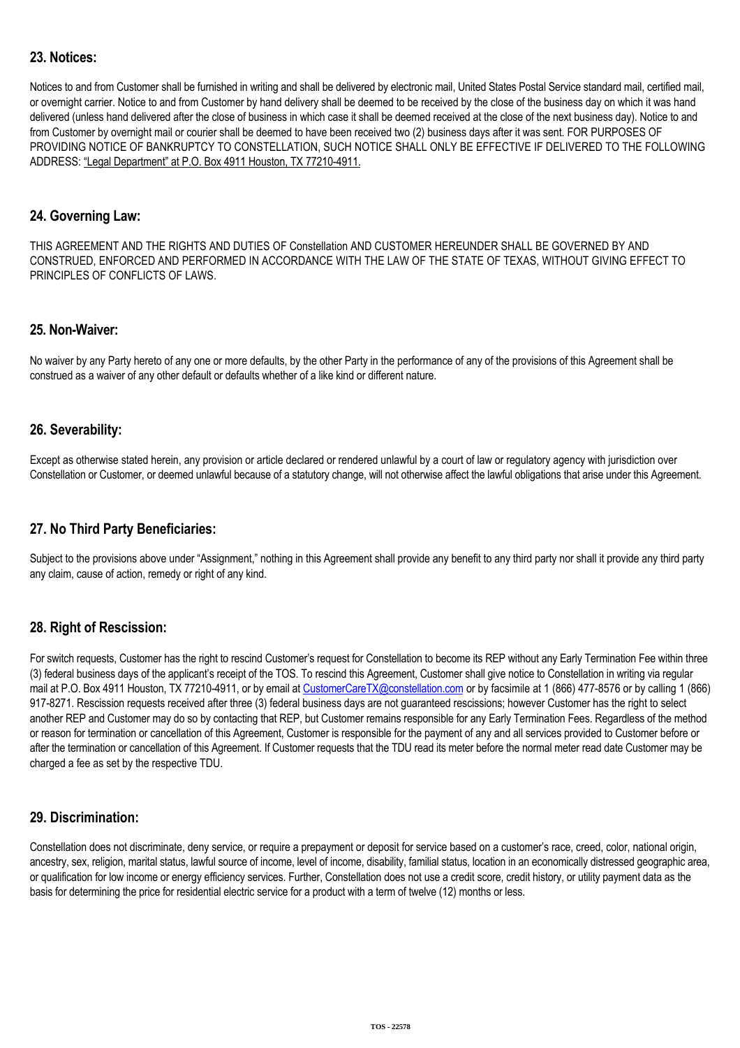## 23. Notices:

Notices to and from Customer shall be furnished in writing and shall be delivered by electronic mail, United States Postal Service standard mail, certified mail, or overnight carrier. Notice to and from Customer by hand delivery shall be deemed to be received by the close of the business day on which it was hand delivered (unless hand delivered after the close of business in which case it shall be deemed received at the close of the next business day). Notice to and from Customer by overnight mail or courier shall be deemed to have been received two (2) business days after it was sent. FOR PURPOSES OF PROVIDING NOTICE OF BANKRUPTCY TO CONSTELLATION, SUCH NOTICE SHALL ONLY BE EFFECTIVE IF DELIVERED TO THE FOLLOWING ADDRESS: "Legal Department" at P.O. Box 4911 Houston, TX 77210-4911.

## 24. Governing Law:

THIS AGREEMENT AND THE RIGHTS AND DUTIES OF Constellation AND CUSTOMER HEREUNDER SHALL BE GOVERNED BY AND CONSTRUED, ENFORCED AND PERFORMED IN ACCORDANCE WITH THE LAW OF THE STATE OF TEXAS, WITHOUT GIVING EFFECT TO PRINCIPLES OF CONFLICTS OF LAWS.

## 25. Non-Waiver:

No waiver by any Party hereto of any one or more defaults, by the other Party in the performance of any of the provisions of this Agreement shall be construed as a waiver of any other default or defaults whether of a like kind or different nature.

## 26. Severability:

Except as otherwise stated herein, any provision or article declared or rendered unlawful by a court of law or regulatory agency with jurisdiction over Constellation or Customer, or deemed unlawful because of a statutory change, will not otherwise affect the lawful obligations that arise under this Agreement.

## 27. No Third Party Beneficiaries:

Subject to the provisions above under "Assignment," nothing in this Agreement shall provide any benefit to any third party nor shall it provide any third party any claim, cause of action, remedy or right of any kind.

## 28. Right of Rescission:

For switch requests, Customer has the right to rescind Customer's request for Constellation to become its REP without any Early Termination Fee within three (3) federal business days of the applicant's receipt of the TOS. To rescind this Agreement, Customer shall give notice to Constellation in writing via regular mail at P.O. Box 4911 Houston, TX 77210-4911, or by email at CustomerCareTX@constellation.com or by facsimile at 1 (866) 477-8576 or by calling 1 (866) 917-8271. Rescission requests received after three (3) federal business days are not guaranteed rescissions; however Customer has the right to select another REP and Customer may do so by contacting that REP, but Customer remains responsible for any Early Termination Fees. Regardless of the method or reason for termination or cancellation of this Agreement, Customer is responsible for the payment of any and all services provided to Customer before or after the termination or cancellation of this Agreement. If Customer requests that the TDU read its meter before the normal meter read date Customer may be charged a fee as set by the respective TDU.

## 29. Discrimination:

Constellation does not discriminate, deny service, or require a prepayment or deposit for service based on a customer's race, creed, color, national origin, ancestry, sex, religion, marital status, lawful source of income, level of income, disability, familial status, location in an economically distressed geographic area, or qualification for low income or energy efficiency services. Further, Constellation does not use a credit score, credit history, or utility payment data as the basis for determining the price for residential electric service for a product with a term of twelve (12) months or less.

TOS - 22578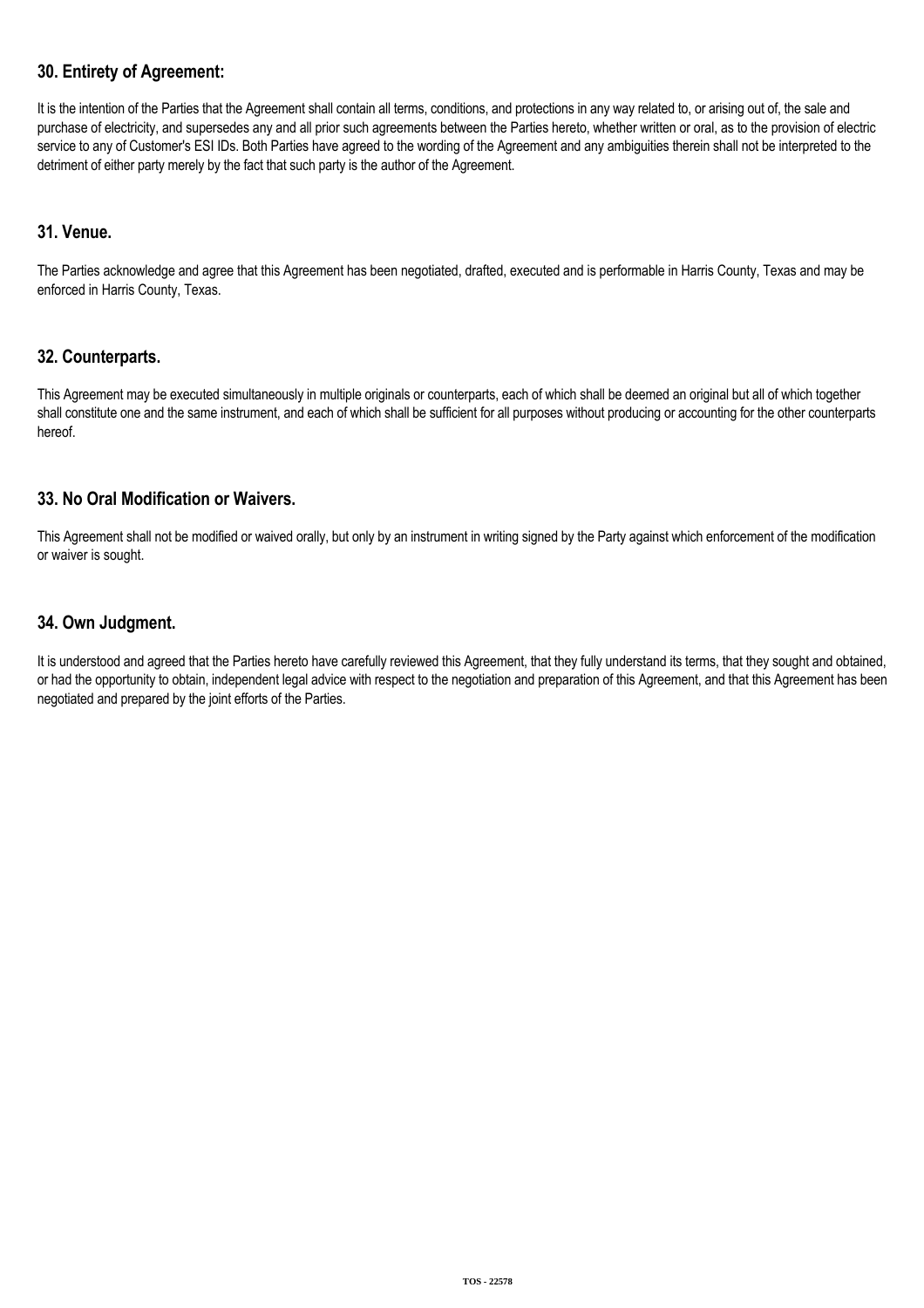## 30. Entirety of Agreement:

It is the intention of the Parties that the Agreement shall contain all terms, conditions, and protections in any way related to, or arising out of, the sale and purchase of electricity, and supersedes any and all prior such agreements between the Parties hereto, whether written or oral, as to the provision of electric service to any of Customer's ESI IDs. Both Parties have agreed to the wording of the Agreement and any ambiguities therein shall not be interpreted to the detriment of either party merely by the fact that such party is the author of the Agreement.

## 31. Venue.

The Parties acknowledge and agree that this Agreement has been negotiated, drafted, executed and is performable in Harris County, Texas and may be enforced in Harris County, Texas.

## 32. Counterparts.

This Agreement may be executed simultaneously in multiple originals or counterparts, each of which shall be deemed an original but all of which together shall constitute one and the same instrument, and each of which shall be sufficient for all purposes without producing or accounting for the other counterparts hereof.

## 33. No Oral Modification or Waivers.

This Agreement shall not be modified or waived orally, but only by an instrument in writing signed by the Party against which enforcement of the modification or waiver is sought.

## 34. Own Judgment.

It is understood and agreed that the Parties hereto have carefully reviewed this Agreement, that they fully understand its terms, that they sought and obtained, or had the opportunity to obtain, independent legal advice with respect to the negotiation and preparation of this Agreement, and that this Agreement has been negotiated and prepared by the joint efforts of the Parties.

TOS - 22578